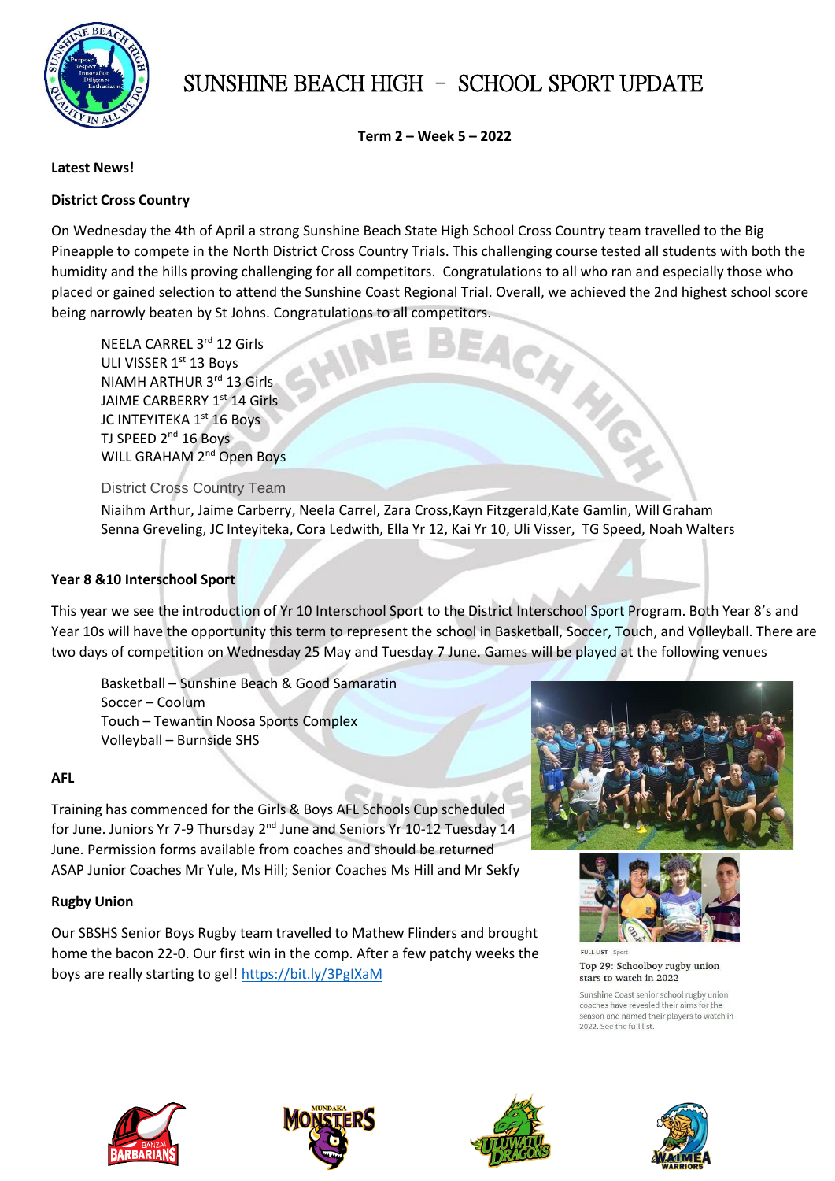# SUNSHINE BEACH HIGH – SCHOOL SPORT UPDATE

**Term 2 – Week 5 – 2022**

**Latest News!**

**District Cross Country**

On Wednesday the 4th of April a strong Sunshine Beach State High School Cross Country team travelled to the Big Pineapple to compete in the North District Cross Country Trials. This challenging course tested all students with both the humidity and the hills proving challenging for all competitors. Congratulations to all who ran and especially those who placed or gained selection to attend the Sunshine Coast Regional Trial. Overall, we achieved the 2nd highest school score being narrowly beaten by St Johns. Congratulations to all competitors.

NEELA CARREL 3rd 12 Girls
ULI VISSER 1st 13 Boys
NIAMH ARTHUR 3rd 13 Girls
JAIME CARBERRY 1st 14 Girls
JC INTEYITEKA 1st 16 Boys
TJ SPEED 2nd 16 Boys
WILL GRAHAM 2nd Open Boys

District Cross Country Team

Niaihm Arthur, Jaime Carberry, Neela Carrel, Zara Cross,Kayn Fitzgerald,Kate Gamlin, Will Graham Senna Greveling, JC Inteyiteka, Cora Ledwith, Ella Yr 12, Kai Yr 10, Uli Visser, TG Speed, Noah Walters

**Year 8 &10 Interschool Sport**

This year we see the introduction of Yr 10 Interschool Sport to the District Interschool Sport Program. Both Year 8's and Year 10s will have the opportunity this term to represent the school in Basketball, Soccer, Touch, and Volleyball. There are two days of competition on Wednesday 25 May and Tuesday 7 June. Games will be played at the following venues

Basketball – Sunshine Beach & Good Samaratin
Soccer – Coolum
Touch – Tewantin Noosa Sports Complex
Volleyball – Burnside SHS

**AFL**

Training has commenced for the Girls & Boys AFL Schools Cup scheduled for June. Juniors Yr 7-9 Thursday 2nd June and Seniors Yr 10-12 Tuesday 14 June. Permission forms available from coaches and should be returned ASAP Junior Coaches Mr Yule, Ms Hill; Senior Coaches Ms Hill and Mr Sekfy

**Rugby Union**

Our SBSHS Senior Boys Rugby team travelled to Mathew Flinders and brought home the bacon 22-0. Our first win in the comp. After a few patchy weeks the boys are really starting to gel! https://bit.ly/3PgIXaM

FULL LIST Sport

Top 29: Schoolboy rugby union stars to watch in 2022

Sunshine Coast senior school rugby union coaches have revealed their aims for the season and named their players to watch in 2022. See the full list.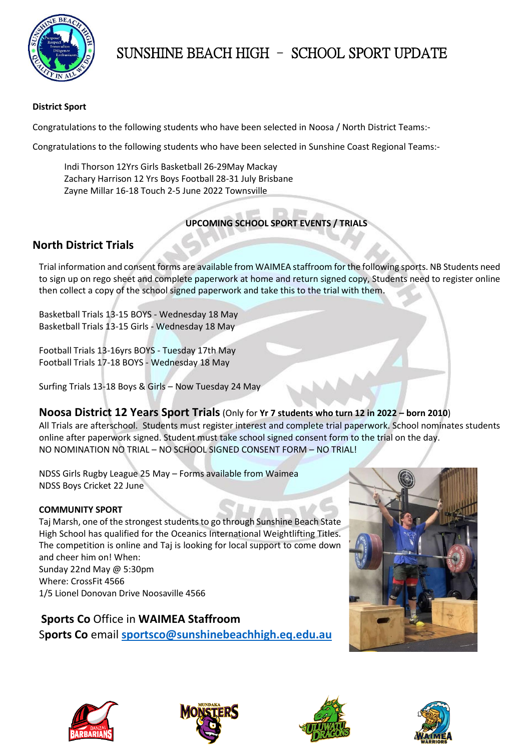# SUNSHINE BEACH HIGH – SCHOOL SPORT UPDATE

**District Sport**

Congratulations to the following students who have been selected in Noosa / North District Teams:-

Congratulations to the following students who have been selected in Sunshine Coast Regional Teams:-

Indi Thorson 12Yrs Girls Basketball 26-29May Mackay
Zachary Harrison 12 Yrs Boys Football 28-31 July Brisbane
Zayne Millar 16-18 Touch 2-5 June 2022 Townsville

**UPCOMING SCHOOL SPORT EVENTS / TRIALS**

## North District Trials

Trial information and consent forms are available from WAIMEA staffroom for the following sports. NB Students need to sign up on rego sheet and complete paperwork at home and return signed copy, Students need to register online then collect a copy of the school signed paperwork and take this to the trial with them.

Basketball Trials 13-15 BOYS - Wednesday 18 May
Basketball Trials 13-15 Girls - Wednesday 18 May

Football Trials 13-16yrs BOYS - Tuesday 17th May
Football Trials 17-18 BOYS - Wednesday 18 May

Surfing Trials 13-18 Boys & Girls – Now Tuesday 24 May

## Noosa District 12 Years Sport Trials (Only for **Yr 7 students who turn 12 in 2022 – born 2010**)

All Trials are afterschool. Students must register interest and complete trial paperwork. School nominates students online after paperwork signed. Student must take school signed consent form to the trial on the day.
NO NOMINATION NO TRIAL – NO SCHOOL SIGNED CONSENT FORM – NO TRIAL!

NDSS Girls Rugby League 25 May – Forms available from Waimea
NDSS Boys Cricket 22 June

**COMMUNITY SPORT**

Taj Marsh, one of the strongest students to go through Sunshine Beach State High School has qualified for the Oceanics International Weightlifting Titles. The competition is online and Taj is looking for local support to come down and cheer him on! When:
Sunday 22nd May @ 5:30pm
Where: CrossFit 4566
1/5 Lionel Donovan Drive Noosaville 4566

**Sports Co** Office in **WAIMEA Staffroom**
**Sports Co** email **sportsco@sunshinebeachhigh.eq.edu.au**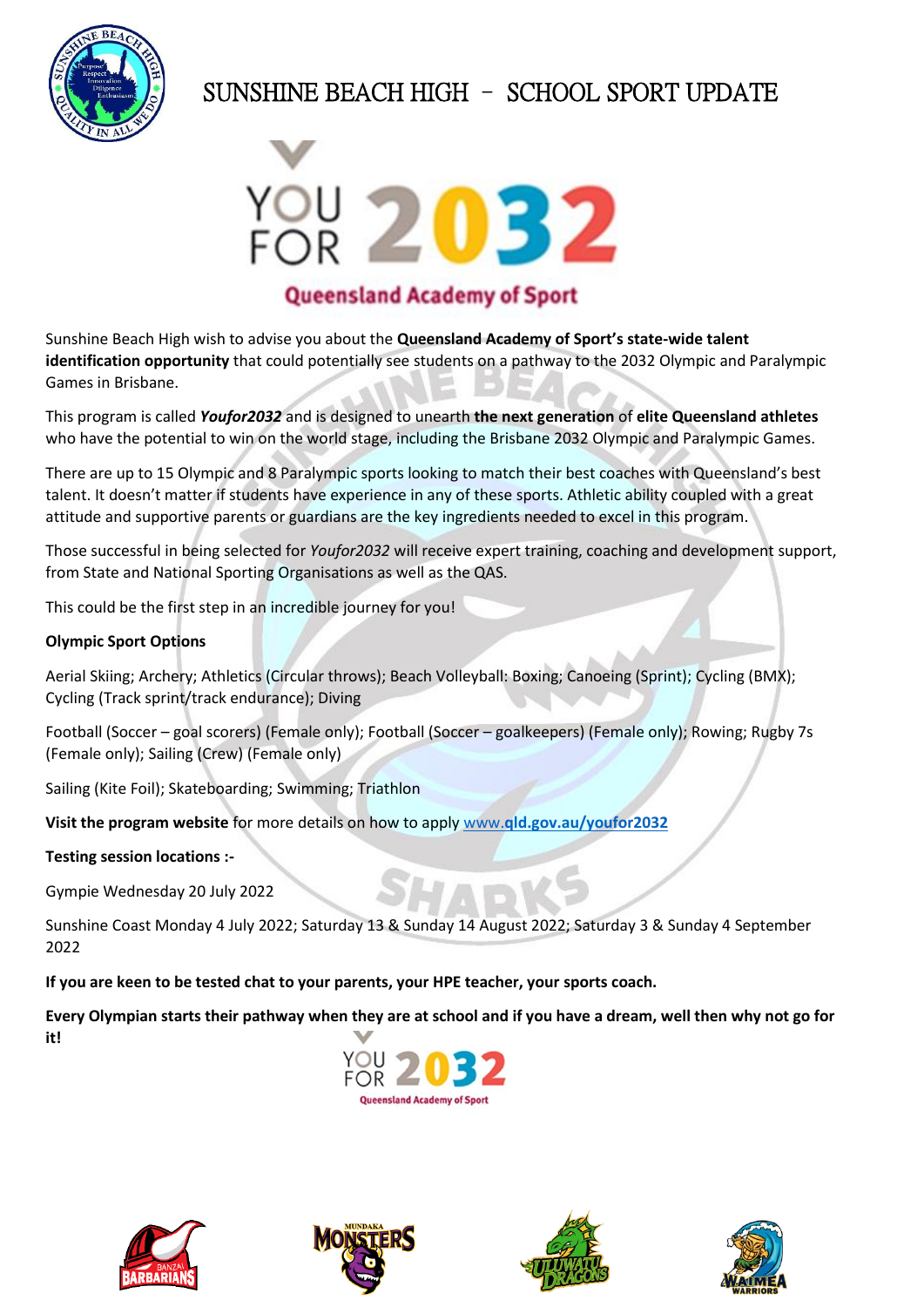# SUNSHINE BEACH HIGH – SCHOOL SPORT UPDATE

YOU FOR 2032

Queensland Academy of Sport

Sunshine Beach High wish to advise you about the **Queensland Academy of Sport's state-wide talent identification opportunity** that could potentially see students on a pathway to the 2032 Olympic and Paralympic Games in Brisbane.

This program is called ***Youfor2032*** and is designed to unearth **the next generation** of **elite Queensland athletes** who have the potential to win on the world stage, including the Brisbane 2032 Olympic and Paralympic Games.

There are up to 15 Olympic and 8 Paralympic sports looking to match their best coaches with Queensland's best talent. It doesn't matter if students have experience in any of these sports. Athletic ability coupled with a great attitude and supportive parents or guardians are the key ingredients needed to excel in this program.

Those successful in being selected for *Youfor2032* will receive expert training, coaching and development support, from State and National Sporting Organisations as well as the QAS.

This could be the first step in an incredible journey for you!

**Olympic Sport Options**

Aerial Skiing; Archery; Athletics (Circular throws); Beach Volleyball: Boxing; Canoeing (Sprint); Cycling (BMX); Cycling (Track sprint/track endurance); Diving

Football (Soccer – goal scorers) (Female only); Football (Soccer – goalkeepers) (Female only); Rowing; Rugby 7s (Female only); Sailing (Crew) (Female only)

Sailing (Kite Foil); Skateboarding; Swimming; Triathlon

**Visit the program website** for more details on how to apply [www.qld.gov.au/youfor2032](www.qld.gov.au/youfor2032)

**Testing session locations :-**

Gympie Wednesday 20 July 2022

Sunshine Coast Monday 4 July 2022; Saturday 13 & Sunday 14 August 2022; Saturday 3 & Sunday 4 September 2022

**If you are keen to be tested chat to your parents, your HPE teacher, your sports coach.**

**Every Olympian starts their pathway when they are at school and if you have a dream, well then why not go for it!**